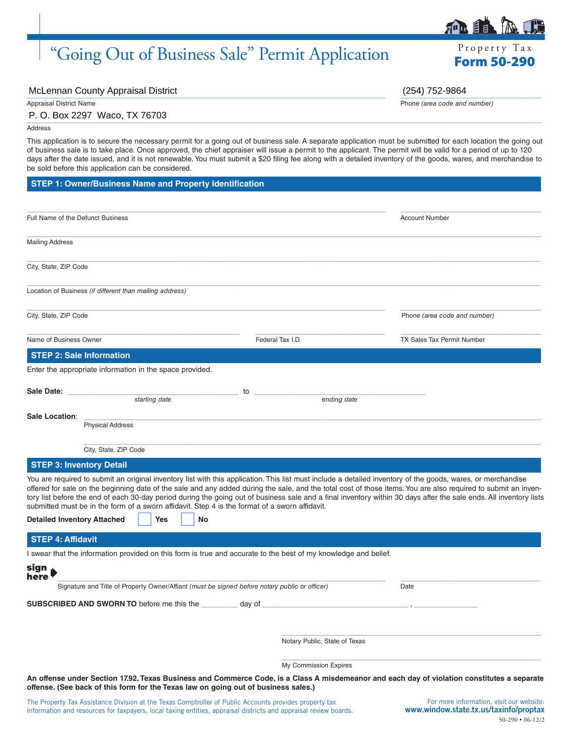# "Going Out of Business Sale" Permit Application

Property Tax
**Form 50-290**

McLennan County Appraisal District
Appraisal District Name

(254) 752-9864
Phone *(area code and number)*

P. O. Box 2297 Waco, TX 76703
Address

This application is to secure the necessary permit for a going out of business sale. A separate application must be submitted for each location the going out of business sale is to take place. Once approved, the chief appraiser will issue a permit to the applicant. The permit will be valid for a period of up to 120 days after the date issued, and it is not renewable. You must submit a $20 filing fee along with a detailed inventory of the goods, wares, and merchandise to be sold before this application can be considered.

## STEP 1: Owner/Business Name and Property Identification

Full Name of the Defunct Business ______________________ Account Number ______________________

Mailing Address ______________________

City, State, ZIP Code ______________________

Location of Business *(if different than mailing address)* ______________________

City, State, ZIP Code ______________________ Phone *(area code and number)* ______________________

Name of Business Owner ______________________ Federal Tax I.D. ______________________ TX Sales Tax Permit Number ______________________

## STEP 2: Sale Information

Enter the appropriate information in the space provided.

**Sale Date:** ______________________ *starting date* to ______________________ *ending date*

**Sale Location**: ______________________ Physical Address

______________________ City, State, ZIP Code

## STEP 3: Inventory Detail

You are required to submit an original inventory list with this application. This list must include a detailed inventory of the goods, wares, or merchandise offered for sale on the beginning date of the sale and any added during the sale, and the total cost of those items. You are also required to submit an inventory list before the end of each 30-day period during the going out of business sale and a final inventory within 30 days after the sale ends. All inventory lists submitted must be in the form of a sworn affidavit. Step 4 is the format of a sworn affidavit.

**Detailed Inventory Attached** ☐ **Yes** ☐ **No**

## STEP 4: Affidavit

I swear that the information provided on this form is true and accurate to the best of my knowledge and belief.

**sign here** ➧ ______________________ Signature and Title of Property Owner/Affiant *(must be signed before notary public or officer)* ______________________ Date

**SUBSCRIBED AND SWORN TO** before me this the _________ day of ______________________ , ______________

______________________ Notary Public, State of Texas

______________________ My Commission Expires

**An offense under Section 17.92, Texas Business and Commerce Code, is a Class A misdemeanor and each day of violation constitutes a separate offense. (See back of this form for the Texas law on going out of business sales.)**

The Property Tax Assistance Division at the Texas Comptroller of Public Accounts provides property tax information and resources for taxpayers, local taxing entities, appraisal districts and appraisal review boards.

For more information, visit our website: **www.window.state.tx.us/taxinfo/proptax**

50-290 • 06-12/2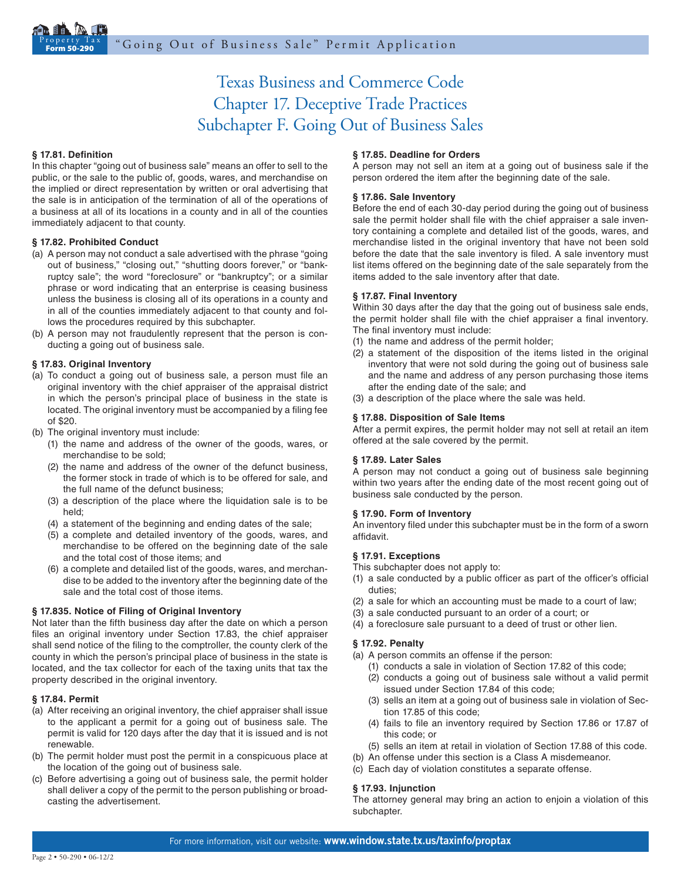# Texas Business and Commerce Code
# Chapter 17. Deceptive Trade Practices
# Subchapter F. Going Out of Business Sales

**§ 17.81. Definition**

In this chapter "going out of business sale" means an offer to sell to the public, or the sale to the public of, goods, wares, and merchandise on the implied or direct representation by written or oral advertising that the sale is in anticipation of the termination of all of the operations of a business at all of its locations in a county and in all of the counties immediately adjacent to that county.

**§ 17.82. Prohibited Conduct**

(a) A person may not conduct a sale advertised with the phrase "going out of business," "closing out," "shutting doors forever," or "bankruptcy sale"; the word "foreclosure" or "bankruptcy"; or a similar phrase or word indicating that an enterprise is ceasing business unless the business is closing all of its operations in a county and in all of the counties immediately adjacent to that county and follows the procedures required by this subchapter.

(b) A person may not fraudulently represent that the person is conducting a going out of business sale.

**§ 17.83. Original Inventory**

(a) To conduct a going out of business sale, a person must file an original inventory with the chief appraiser of the appraisal district in which the person's principal place of business in the state is located. The original inventory must be accompanied by a filing fee of $20.

(b) The original inventory must include:

(1) the name and address of the owner of the goods, wares, or merchandise to be sold;

(2) the name and address of the owner of the defunct business, the former stock in trade of which is to be offered for sale, and the full name of the defunct business;

(3) a description of the place where the liquidation sale is to be held;

(4) a statement of the beginning and ending dates of the sale;

(5) a complete and detailed inventory of the goods, wares, and merchandise to be offered on the beginning date of the sale and the total cost of those items; and

(6) a complete and detailed list of the goods, wares, and merchandise to be added to the inventory after the beginning date of the sale and the total cost of those items.

**§ 17.835. Notice of Filing of Original Inventory**

Not later than the fifth business day after the date on which a person files an original inventory under Section 17.83, the chief appraiser shall send notice of the filing to the comptroller, the county clerk of the county in which the person's principal place of business in the state is located, and the tax collector for each of the taxing units that tax the property described in the original inventory.

**§ 17.84. Permit**

(a) After receiving an original inventory, the chief appraiser shall issue to the applicant a permit for a going out of business sale. The permit is valid for 120 days after the day that it is issued and is not renewable.

(b) The permit holder must post the permit in a conspicuous place at the location of the going out of business sale.

(c) Before advertising a going out of business sale, the permit holder shall deliver a copy of the permit to the person publishing or broadcasting the advertisement.

**§ 17.85. Deadline for Orders**

A person may not sell an item at a going out of business sale if the person ordered the item after the beginning date of the sale.

**§ 17.86. Sale Inventory**

Before the end of each 30-day period during the going out of business sale the permit holder shall file with the chief appraiser a sale inventory containing a complete and detailed list of the goods, wares, and merchandise listed in the original inventory that have not been sold before the date that the sale inventory is filed. A sale inventory must list items offered on the beginning date of the sale separately from the items added to the sale inventory after that date.

**§ 17.87. Final Inventory**

Within 30 days after the day that the going out of business sale ends, the permit holder shall file with the chief appraiser a final inventory. The final inventory must include:

(1) the name and address of the permit holder;

(2) a statement of the disposition of the items listed in the original inventory that were not sold during the going out of business sale and the name and address of any person purchasing those items after the ending date of the sale; and

(3) a description of the place where the sale was held.

**§ 17.88. Disposition of Sale Items**

After a permit expires, the permit holder may not sell at retail an item offered at the sale covered by the permit.

**§ 17.89. Later Sales**

A person may not conduct a going out of business sale beginning within two years after the ending date of the most recent going out of business sale conducted by the person.

**§ 17.90. Form of Inventory**

An inventory filed under this subchapter must be in the form of a sworn affidavit.

**§ 17.91. Exceptions**

This subchapter does not apply to:

(1) a sale conducted by a public officer as part of the officer's official duties;

(2) a sale for which an accounting must be made to a court of law;

(3) a sale conducted pursuant to an order of a court; or

(4) a foreclosure sale pursuant to a deed of trust or other lien.

**§ 17.92. Penalty**

(a) A person commits an offense if the person:

(1) conducts a sale in violation of Section 17.82 of this code;

(2) conducts a going out of business sale without a valid permit issued under Section 17.84 of this code;

(3) sells an item at a going out of business sale in violation of Section 17.85 of this code;

(4) fails to file an inventory required by Section 17.86 or 17.87 of this code; or

(5) sells an item at retail in violation of Section 17.88 of this code.

(b) An offense under this section is a Class A misdemeanor.

(c) Each day of violation constitutes a separate offense.

**§ 17.93. Injunction**

The attorney general may bring an action to enjoin a violation of this subchapter.

For more information, visit our website: **www.window.state.tx.us/taxinfo/proptax**